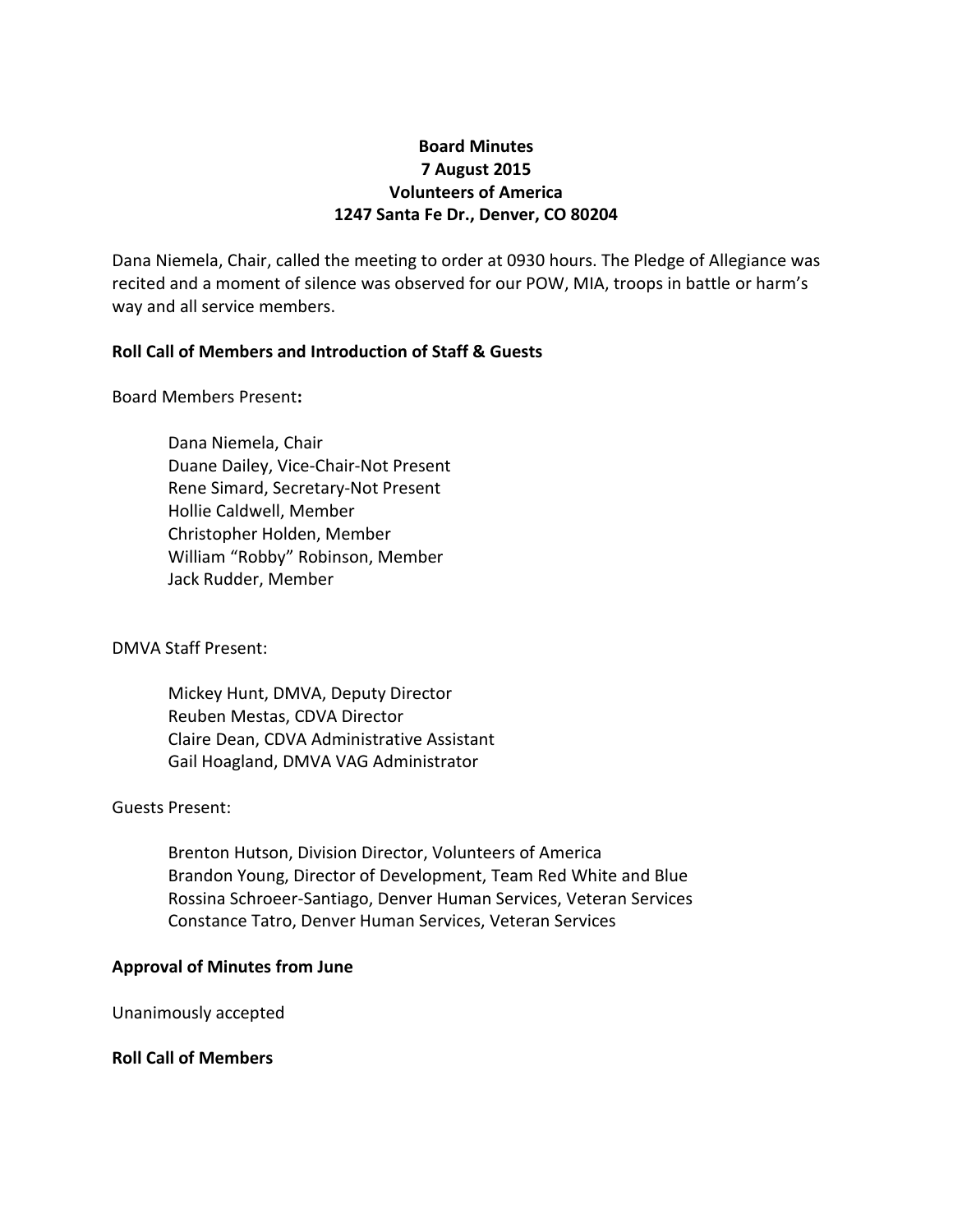**Board Minutes**
**7 August 2015**
**Volunteers of America**
**1247 Santa Fe Dr., Denver, CO 80204**

Dana Niemela, Chair, called the meeting to order at 0930 hours. The Pledge of Allegiance was recited and a moment of silence was observed for our POW, MIA, troops in battle or harm's way and all service members.

**Roll Call of Members and Introduction of Staff & Guests**

Board Members Present**:**

Dana Niemela, Chair
Duane Dailey, Vice-Chair-Not Present
Rene Simard, Secretary-Not Present
Hollie Caldwell, Member
Christopher Holden, Member
William "Robby" Robinson, Member
Jack Rudder, Member

DMVA Staff Present:

Mickey Hunt, DMVA, Deputy Director
Reuben Mestas, CDVA Director
Claire Dean, CDVA Administrative Assistant
Gail Hoagland, DMVA VAG Administrator

Guests Present:

Brenton Hutson, Division Director, Volunteers of America
Brandon Young, Director of Development, Team Red White and Blue
Rossina Schroeer-Santiago, Denver Human Services, Veteran Services
Constance Tatro, Denver Human Services, Veteran Services

**Approval of Minutes from June**

Unanimously accepted

**Roll Call of Members**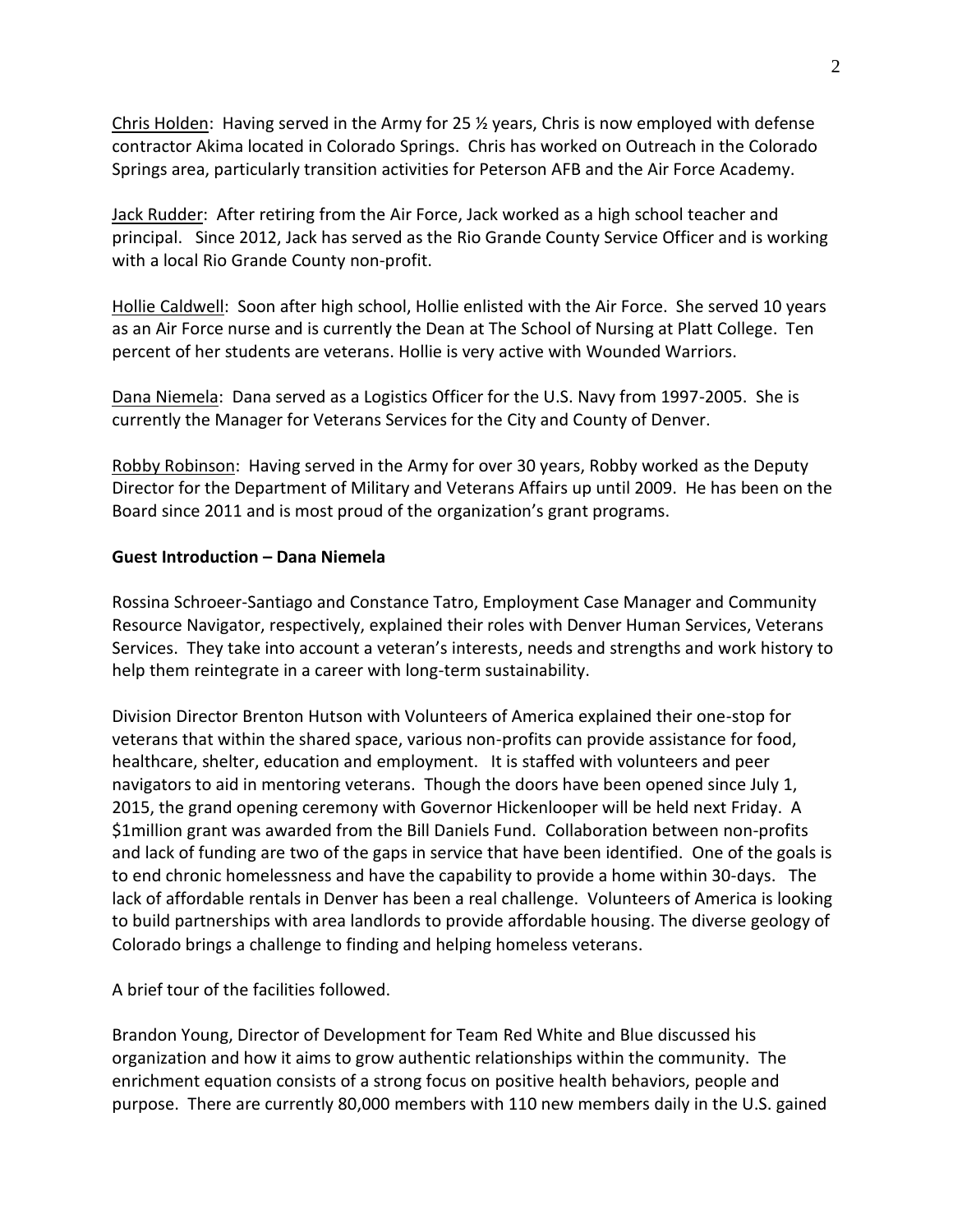Chris Holden: Having served in the Army for 25 ½ years, Chris is now employed with defense contractor Akima located in Colorado Springs. Chris has worked on Outreach in the Colorado Springs area, particularly transition activities for Peterson AFB and the Air Force Academy.

Jack Rudder: After retiring from the Air Force, Jack worked as a high school teacher and principal. Since 2012, Jack has served as the Rio Grande County Service Officer and is working with a local Rio Grande County non-profit.

Hollie Caldwell: Soon after high school, Hollie enlisted with the Air Force. She served 10 years as an Air Force nurse and is currently the Dean at The School of Nursing at Platt College. Ten percent of her students are veterans. Hollie is very active with Wounded Warriors.

Dana Niemela: Dana served as a Logistics Officer for the U.S. Navy from 1997-2005. She is currently the Manager for Veterans Services for the City and County of Denver.

Robby Robinson: Having served in the Army for over 30 years, Robby worked as the Deputy Director for the Department of Military and Veterans Affairs up until 2009. He has been on the Board since 2011 and is most proud of the organization's grant programs.

**Guest Introduction – Dana Niemela**

Rossina Schroeer-Santiago and Constance Tatro, Employment Case Manager and Community Resource Navigator, respectively, explained their roles with Denver Human Services, Veterans Services. They take into account a veteran's interests, needs and strengths and work history to help them reintegrate in a career with long-term sustainability.

Division Director Brenton Hutson with Volunteers of America explained their one-stop for veterans that within the shared space, various non-profits can provide assistance for food, healthcare, shelter, education and employment. It is staffed with volunteers and peer navigators to aid in mentoring veterans. Though the doors have been opened since July 1, 2015, the grand opening ceremony with Governor Hickenlooper will be held next Friday. A $1million grant was awarded from the Bill Daniels Fund. Collaboration between non-profits and lack of funding are two of the gaps in service that have been identified. One of the goals is to end chronic homelessness and have the capability to provide a home within 30-days. The lack of affordable rentals in Denver has been a real challenge. Volunteers of America is looking to build partnerships with area landlords to provide affordable housing. The diverse geology of Colorado brings a challenge to finding and helping homeless veterans.

A brief tour of the facilities followed.

Brandon Young, Director of Development for Team Red White and Blue discussed his organization and how it aims to grow authentic relationships within the community. The enrichment equation consists of a strong focus on positive health behaviors, people and purpose. There are currently 80,000 members with 110 new members daily in the U.S. gained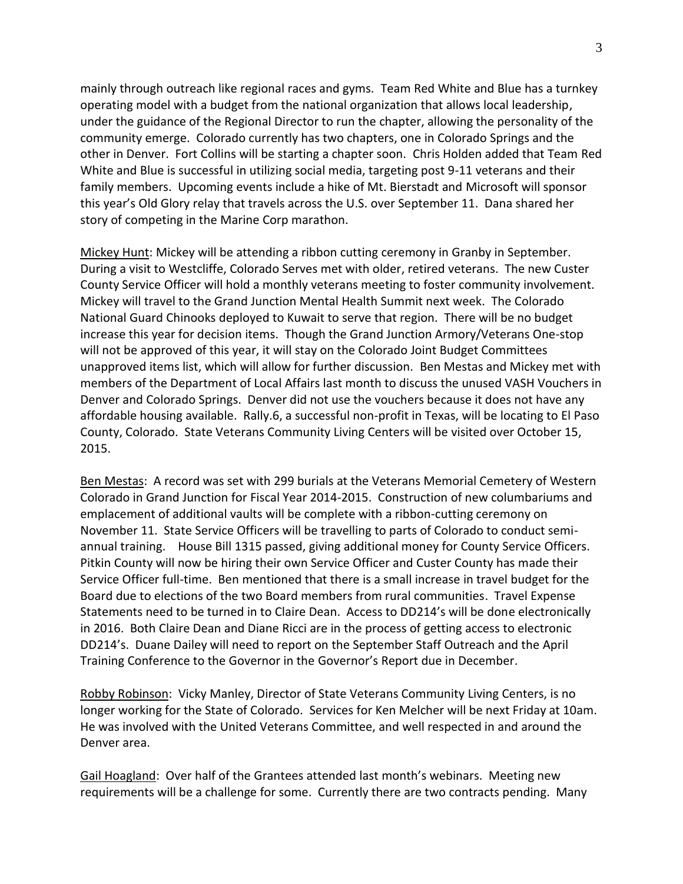mainly through outreach like regional races and gyms. Team Red White and Blue has a turnkey operating model with a budget from the national organization that allows local leadership, under the guidance of the Regional Director to run the chapter, allowing the personality of the community emerge. Colorado currently has two chapters, one in Colorado Springs and the other in Denver. Fort Collins will be starting a chapter soon. Chris Holden added that Team Red White and Blue is successful in utilizing social media, targeting post 9-11 veterans and their family members. Upcoming events include a hike of Mt. Bierstadt and Microsoft will sponsor this year's Old Glory relay that travels across the U.S. over September 11. Dana shared her story of competing in the Marine Corp marathon.

Mickey Hunt: Mickey will be attending a ribbon cutting ceremony in Granby in September. During a visit to Westcliffe, Colorado Serves met with older, retired veterans. The new Custer County Service Officer will hold a monthly veterans meeting to foster community involvement. Mickey will travel to the Grand Junction Mental Health Summit next week. The Colorado National Guard Chinooks deployed to Kuwait to serve that region. There will be no budget increase this year for decision items. Though the Grand Junction Armory/Veterans One-stop will not be approved of this year, it will stay on the Colorado Joint Budget Committees unapproved items list, which will allow for further discussion. Ben Mestas and Mickey met with members of the Department of Local Affairs last month to discuss the unused VASH Vouchers in Denver and Colorado Springs. Denver did not use the vouchers because it does not have any affordable housing available. Rally.6, a successful non-profit in Texas, will be locating to El Paso County, Colorado. State Veterans Community Living Centers will be visited over October 15, 2015.

Ben Mestas: A record was set with 299 burials at the Veterans Memorial Cemetery of Western Colorado in Grand Junction for Fiscal Year 2014-2015. Construction of new columbariums and emplacement of additional vaults will be complete with a ribbon-cutting ceremony on November 11. State Service Officers will be travelling to parts of Colorado to conduct semi-annual training. House Bill 1315 passed, giving additional money for County Service Officers. Pitkin County will now be hiring their own Service Officer and Custer County has made their Service Officer full-time. Ben mentioned that there is a small increase in travel budget for the Board due to elections of the two Board members from rural communities. Travel Expense Statements need to be turned in to Claire Dean. Access to DD214's will be done electronically in 2016. Both Claire Dean and Diane Ricci are in the process of getting access to electronic DD214's. Duane Dailey will need to report on the September Staff Outreach and the April Training Conference to the Governor in the Governor's Report due in December.

Robby Robinson: Vicky Manley, Director of State Veterans Community Living Centers, is no longer working for the State of Colorado. Services for Ken Melcher will be next Friday at 10am. He was involved with the United Veterans Committee, and well respected in and around the Denver area.

Gail Hoagland: Over half of the Grantees attended last month's webinars. Meeting new requirements will be a challenge for some. Currently there are two contracts pending. Many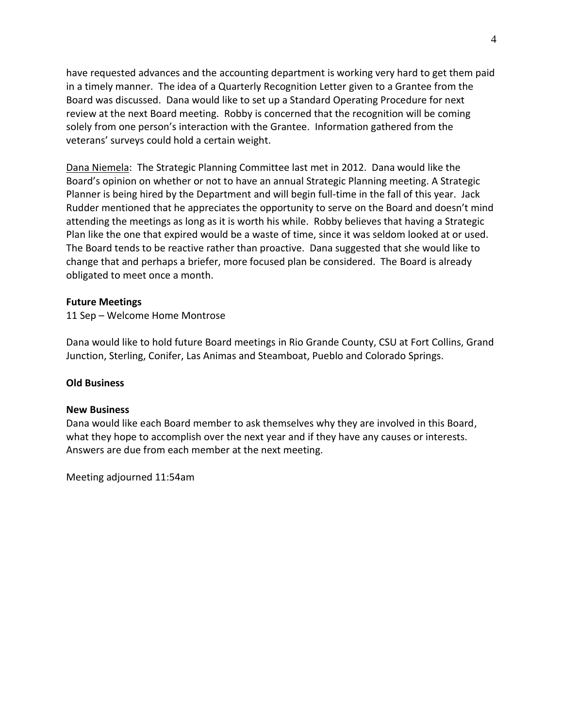have requested advances and the accounting department is working very hard to get them paid in a timely manner. The idea of a Quarterly Recognition Letter given to a Grantee from the Board was discussed. Dana would like to set up a Standard Operating Procedure for next review at the next Board meeting. Robby is concerned that the recognition will be coming solely from one person's interaction with the Grantee. Information gathered from the veterans' surveys could hold a certain weight.

Dana Niemela: The Strategic Planning Committee last met in 2012. Dana would like the Board's opinion on whether or not to have an annual Strategic Planning meeting. A Strategic Planner is being hired by the Department and will begin full-time in the fall of this year. Jack Rudder mentioned that he appreciates the opportunity to serve on the Board and doesn't mind attending the meetings as long as it is worth his while. Robby believes that having a Strategic Plan like the one that expired would be a waste of time, since it was seldom looked at or used. The Board tends to be reactive rather than proactive. Dana suggested that she would like to change that and perhaps a briefer, more focused plan be considered. The Board is already obligated to meet once a month.

**Future Meetings**

11 Sep – Welcome Home Montrose

Dana would like to hold future Board meetings in Rio Grande County, CSU at Fort Collins, Grand Junction, Sterling, Conifer, Las Animas and Steamboat, Pueblo and Colorado Springs.

**Old Business**

**New Business**

Dana would like each Board member to ask themselves why they are involved in this Board, what they hope to accomplish over the next year and if they have any causes or interests. Answers are due from each member at the next meeting.

Meeting adjourned 11:54am